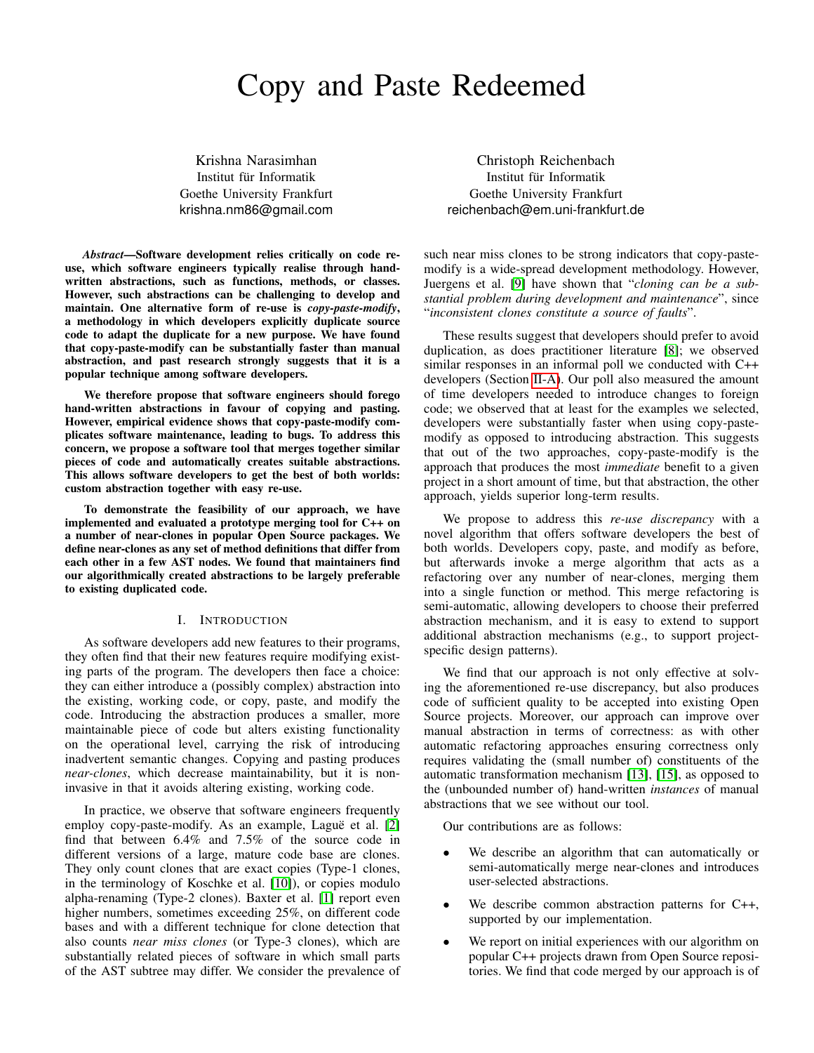# Copy and Paste Redeemed

Krishna Narasimhan
Institut für Informatik
Goethe University Frankfurt
krishna.nm86@gmail.com

Christoph Reichenbach
Institut für Informatik
Goethe University Frankfurt
reichenbach@em.uni-frankfurt.de

***Abstract*—Software development relies critically on code re-use, which software engineers typically realise through hand-written abstractions, such as functions, methods, or classes. However, such abstractions can be challenging to develop and maintain. One alternative form of re-use is *copy-paste-modify*, a methodology in which developers explicitly duplicate source code to adapt the duplicate for a new purpose. We have found that copy-paste-modify can be substantially faster than manual abstraction, and past research strongly suggests that it is a popular technique among software developers.**

**We therefore propose that software engineers should forego hand-written abstractions in favour of copying and pasting. However, empirical evidence shows that copy-paste-modify complicates software maintenance, leading to bugs. To address this concern, we propose a software tool that merges together similar pieces of code and automatically creates suitable abstractions. This allows software developers to get the best of both worlds: custom abstraction together with easy re-use.**

**To demonstrate the feasibility of our approach, we have implemented and evaluated a prototype merging tool for C++ on a number of near-clones in popular Open Source packages. We define near-clones as any set of method definitions that differ from each other in a few AST nodes. We found that maintainers find our algorithmically created abstractions to be largely preferable to existing duplicated code.**

## I. Introduction

As software developers add new features to their programs, they often find that their new features require modifying existing parts of the program. The developers then face a choice: they can either introduce a (possibly complex) abstraction into the existing, working code, or copy, paste, and modify the code. Introducing the abstraction produces a smaller, more maintainable piece of code but alters existing functionality on the operational level, carrying the risk of introducing inadvertent semantic changes. Copying and pasting produces *near-clones*, which decrease maintainability, but it is non-invasive in that it avoids altering existing, working code.

In practice, we observe that software engineers frequently employ copy-paste-modify. As an example, Laguë et al. [2] find that between 6.4% and 7.5% of the source code in different versions of a large, mature code base are clones. They only count clones that are exact copies (Type-1 clones, in the terminology of Koschke et al. [10]), or copies modulo alpha-renaming (Type-2 clones). Baxter et al. [1] report even higher numbers, sometimes exceeding 25%, on different code bases and with a different technique for clone detection that also counts *near miss clones* (or Type-3 clones), which are substantially related pieces of software in which small parts of the AST subtree may differ. We consider the prevalence of such near miss clones to be strong indicators that copy-paste-modify is a wide-spread development methodology. However, Juergens et al. [9] have shown that "*cloning can be a substantial problem during development and maintenance*", since "*inconsistent clones constitute a source of faults*".

These results suggest that developers should prefer to avoid duplication, as does practitioner literature [8]; we observed similar responses in an informal poll we conducted with C++ developers (Section II-A). Our poll also measured the amount of time developers needed to introduce changes to foreign code; we observed that at least for the examples we selected, developers were substantially faster when using copy-paste-modify as opposed to introducing abstraction. This suggests that out of the two approaches, copy-paste-modify is the approach that produces the most *immediate* benefit to a given project in a short amount of time, but that abstraction, the other approach, yields superior long-term results.

We propose to address this *re-use discrepancy* with a novel algorithm that offers software developers the best of both worlds. Developers copy, paste, and modify as before, but afterwards invoke a merge algorithm that acts as a refactoring over any number of near-clones, merging them into a single function or method. This merge refactoring is semi-automatic, allowing developers to choose their preferred abstraction mechanism, and it is easy to extend to support additional abstraction mechanisms (e.g., to support project-specific design patterns).

We find that our approach is not only effective at solving the aforementioned re-use discrepancy, but also produces code of sufficient quality to be accepted into existing Open Source projects. Moreover, our approach can improve over manual abstraction in terms of correctness: as with other automatic refactoring approaches ensuring correctness only requires validating the (small number of) constituents of the automatic transformation mechanism [13], [15], as opposed to the (unbounded number of) hand-written *instances* of manual abstractions that we see without our tool.

Our contributions are as follows:

- We describe an algorithm that can automatically or semi-automatically merge near-clones and introduces user-selected abstractions.
- We describe common abstraction patterns for C++, supported by our implementation.
- We report on initial experiences with our algorithm on popular C++ projects drawn from Open Source repositories. We find that code merged by our approach is of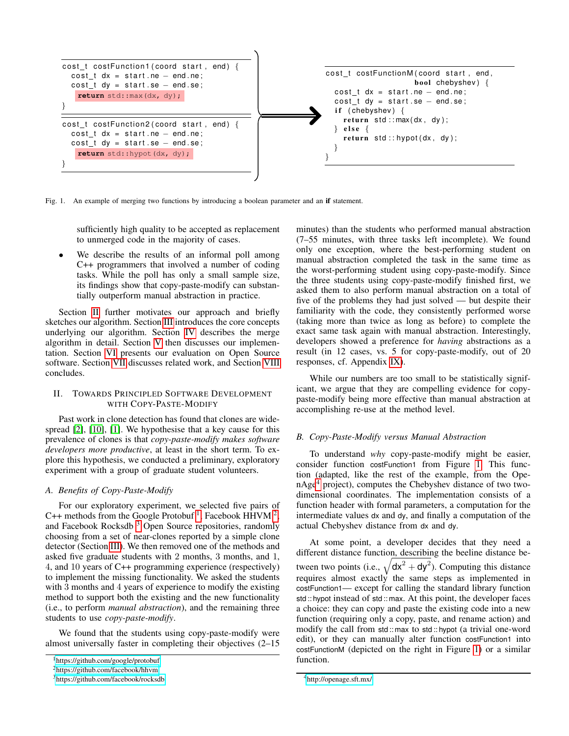```cpp
cost_t costFunction1(coord start, end) {
  cost_t dx = start.ne - end.ne;
  cost_t dy = start.se - end.se;
  return std::max(dx, dy);
}
```

```cpp
cost_t costFunction2(coord start, end) {
  cost_t dx = start.ne - end.ne;
  cost_t dy = start.se - end.se;
  return std::hypot(dx, dy);
}
```

```cpp
cost_t costFunctionM(coord start, end,
                     bool chebyshev) {
  cost_t dx = start.ne - end.ne;
  cost_t dy = start.se - end.se;
  if (chebyshev) {
    return std::max(dx, dy);
  } else {
    return std::hypot(dx, dy);
  }
}
```

Fig. 1. An example of merging two functions by introducing a boolean parameter and an **if** statement.

sufficiently high quality to be accepted as replacement to unmerged code in the majority of cases.

- We describe the results of an informal poll among C++ programmers that involved a number of coding tasks. While the poll has only a small sample size, its findings show that copy-paste-modify can substantially outperform manual abstraction in practice.

Section II further motivates our approach and briefly sketches our algorithm. Section III introduces the core concepts underlying our algorithm. Section IV describes the merge algorithm in detail. Section V then discusses our implementation. Section VI presents our evaluation on Open Source software. Section VII discusses related work, and Section VIII concludes.

## II. Towards Principled Software Development with Copy-Paste-Modify

Past work in clone detection has found that clones are widespread [2], [10], [1]. We hypothesise that a key cause for this prevalence of clones is that *copy-paste-modify makes software developers more productive*, at least in the short term. To explore this hypothesis, we conducted a preliminary, exploratory experiment with a group of graduate student volunteers.

### A. Benefits of Copy-Paste-Modify

For our exploratory experiment, we selected five pairs of C++ methods from the Google Protobuf [1], Facebook HHVM [2], and Facebook Rocksdb [3] Open Source repositories, randomly choosing from a set of near-clones reported by a simple clone detector (Section III). We then removed one of the methods and asked five graduate students with 2 months, 3 months, and 1, 4, and 10 years of C++ programming experience (respectively) to implement the missing functionality. We asked the students with 3 months and 4 years of experience to modify the existing method to support both the existing and the new functionality (i.e., to perform *manual abstraction*), and the remaining three students to use *copy-paste-modify*.

We found that the students using copy-paste-modify were almost universally faster in completing their objectives (2–15 minutes) than the students who performed manual abstraction (7–55 minutes, with three tasks left incomplete). We found only one exception, where the best-performing student on manual abstraction completed the task in the same time as the worst-performing student using copy-paste-modify. Since the three students using copy-paste-modify finished first, we asked them to also perform manual abstraction on a total of five of the problems they had just solved — but despite their familiarity with the code, they consistently performed worse (taking more than twice as long as before) to complete the exact same task again with manual abstraction. Interestingly, developers showed a preference for *having* abstractions as a result (in 12 cases, vs. 5 for copy-paste-modify, out of 20 responses, cf. Appendix IX).

While our numbers are too small to be statistically significant, we argue that they are compelling evidence for copy-paste-modify being more effective than manual abstraction at accomplishing re-use at the method level.

### B. Copy-Paste-Modify versus Manual Abstraction

To understand *why* copy-paste-modify might be easier, consider function costFunction1 from Figure 1. This function (adapted, like the rest of the example, from the OpenAge [4] project), computes the Chebyshev distance of two two-dimensional coordinates. The implementation consists of a function header with formal parameters, a computation for the intermediate values dx and dy, and finally a computation of the actual Chebyshev distance from dx and dy.

At some point, a developer decides that they need a different distance function, describing the beeline distance between two points (i.e., $\sqrt{dx^2 + dy^2}$). Computing this distance requires almost exactly the same steps as implemented in costFunction1— except for calling the standard library function std::hypot instead of std::max. At this point, the developer faces a choice: they can copy and paste the existing code into a new function (requiring only a copy, paste, and rename action) and modify the call from std::max to std::hypot (a trivial one-word edit), or they can manually alter function costFunction1 into costFunctionM (depicted on the right in Figure 1) or a similar function.

[1] https://github.com/google/protobuf
[2] https://github.com/facebook/hhvm
[3] https://github.com/facebook/rocksdb
[4] http://openage.sft.mx/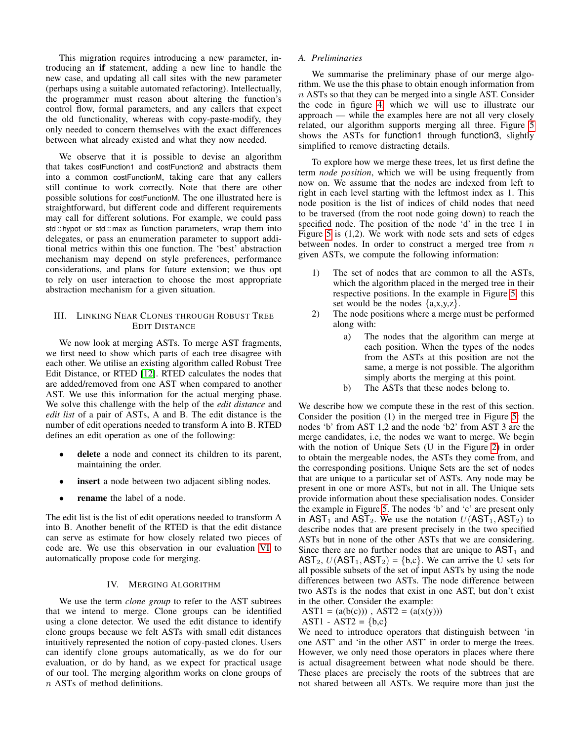This migration requires introducing a new parameter, introducing an **if** statement, adding a new line to handle the new case, and updating all call sites with the new parameter (perhaps using a suitable automated refactoring). Intellectually, the programmer must reason about altering the function's control flow, formal parameters, and any callers that expect the old functionality, whereas with copy-paste-modify, they only needed to concern themselves with the exact differences between what already existed and what they now needed.

We observe that it is possible to devise an algorithm that takes costFunction1 and costFunction2 and abstracts them into a common costFunctionM, taking care that any callers still continue to work correctly. Note that there are other possible solutions for costFunctionM. The one illustrated here is straightforward, but different code and different requirements may call for different solutions. For example, we could pass std::hypot or std::max as function parameters, wrap them into delegates, or pass an enumeration parameter to support additional metrics within this one function. The 'best' abstraction mechanism may depend on style preferences, performance considerations, and plans for future extension; we thus opt to rely on user interaction to choose the most appropriate abstraction mechanism for a given situation.

## III. Linking Near Clones through Robust Tree Edit Distance

We now look at merging ASTs. To merge AST fragments, we first need to show which parts of each tree disagree with each other. We utilise an existing algorithm called Robust Tree Edit Distance, or RTED [12]. RTED calculates the nodes that are added/removed from one AST when compared to another AST. We use this information for the actual merging phase. We solve this challenge with the help of the *edit distance* and *edit list* of a pair of ASTs, A and B. The edit distance is the number of edit operations needed to transform A into B. RTED defines an edit operation as one of the following:

- **delete** a node and connect its children to its parent, maintaining the order.
- **insert** a node between two adjacent sibling nodes.
- **rename** the label of a node.

The edit list is the list of edit operations needed to transform A into B. Another benefit of the RTED is that the edit distance can serve as estimate for how closely related two pieces of code are. We use this observation in our evaluation VI to automatically propose code for merging.

## IV. Merging Algorithm

We use the term *clone group* to refer to the AST subtrees that we intend to merge. Clone groups can be identified using a clone detector. We used the edit distance to identify clone groups because we felt ASTs with small edit distances intuitively represented the notion of copy-pasted clones. Users can identify clone groups automatically, as we do for our evaluation, or do by hand, as we expect for practical usage of our tool. The merging algorithm works on clone groups of $n$ ASTs of method definitions.

### A. Preliminaries

We summarise the preliminary phase of our merge algorithm. We use the this phase to obtain enough information from $n$ ASTs so that they can be merged into a single AST. Consider the code in figure 4, which we will use to illustrate our approach — while the examples here are not all very closely related, our algorithm supports merging all three. Figure 5 shows the ASTs for function1 through function3, slightly simplified to remove distracting details.

To explore how we merge these trees, let us first define the term *node position*, which we will be using frequently from now on. We assume that the nodes are indexed from left to right in each level starting with the leftmost index as 1. This node position is the list of indices of child nodes that need to be traversed (from the root node going down) to reach the specified node. The position of the node 'd' in the tree 1 in Figure 5 is (1,2). We work with node sets and sets of edges between nodes. In order to construct a merged tree from $n$ given ASTs, we compute the following information:

1) The set of nodes that are common to all the ASTs, which the algorithm placed in the merged tree in their respective positions. In the example in Figure 5, this set would be the nodes {a,x,y,z}.
2) The node positions where a merge must be performed along with:
    a) The nodes that the algorithm can merge at each position. When the types of the nodes from the ASTs at this position are not the same, a merge is not possible. The algorithm simply aborts the merging at this point.
    b) The ASTs that these nodes belong to.

We describe how we compute these in the rest of this section. Consider the position (1) in the merged tree in Figure 5, the nodes 'b' from AST 1,2 and the node 'b2' from AST 3 are the merge candidates, i.e, the nodes we want to merge. We begin with the notion of Unique Sets (U in the Figure 2) in order to obtain the mergeable nodes, the ASTs they come from, and the corresponding positions. Unique Sets are the set of nodes that are unique to a particular set of ASTs. Any node may be present in one or more ASTs, but not in all. The Unique sets provide information about these specialisation nodes. Consider the example in Figure 5. The nodes 'b' and 'c' are present only in $\mathsf{AST}_1$ and $\mathsf{AST}_2$. We use the notation $U(\mathsf{AST}_1, \mathsf{AST}_2)$ to describe nodes that are present precisely in the two specified ASTs but in none of the other ASTs that we are considering. Since there are no further nodes that are unique to $\mathsf{AST}_1$ and $\mathsf{AST}_2$, $U(\mathsf{AST}_1, \mathsf{AST}_2) = \{b,c\}$. We can arrive the U sets for all possible subsets of the set of input ASTs by using the node differences between two ASTs. The node difference between two ASTs is the nodes that exist in one AST, but don't exist in the other. Consider the example:

AST1 = (a(b(c))) , AST2 = (a(x(y)))

AST1 - AST2 = {b,c}

We need to introduce operators that distinguish between 'in one AST' and 'in the other AST' in order to merge the trees. However, we only need those operators in places where there is actual disagreement between what node should be there. These places are precisely the roots of the subtrees that are not shared between all ASTs. We require more than just the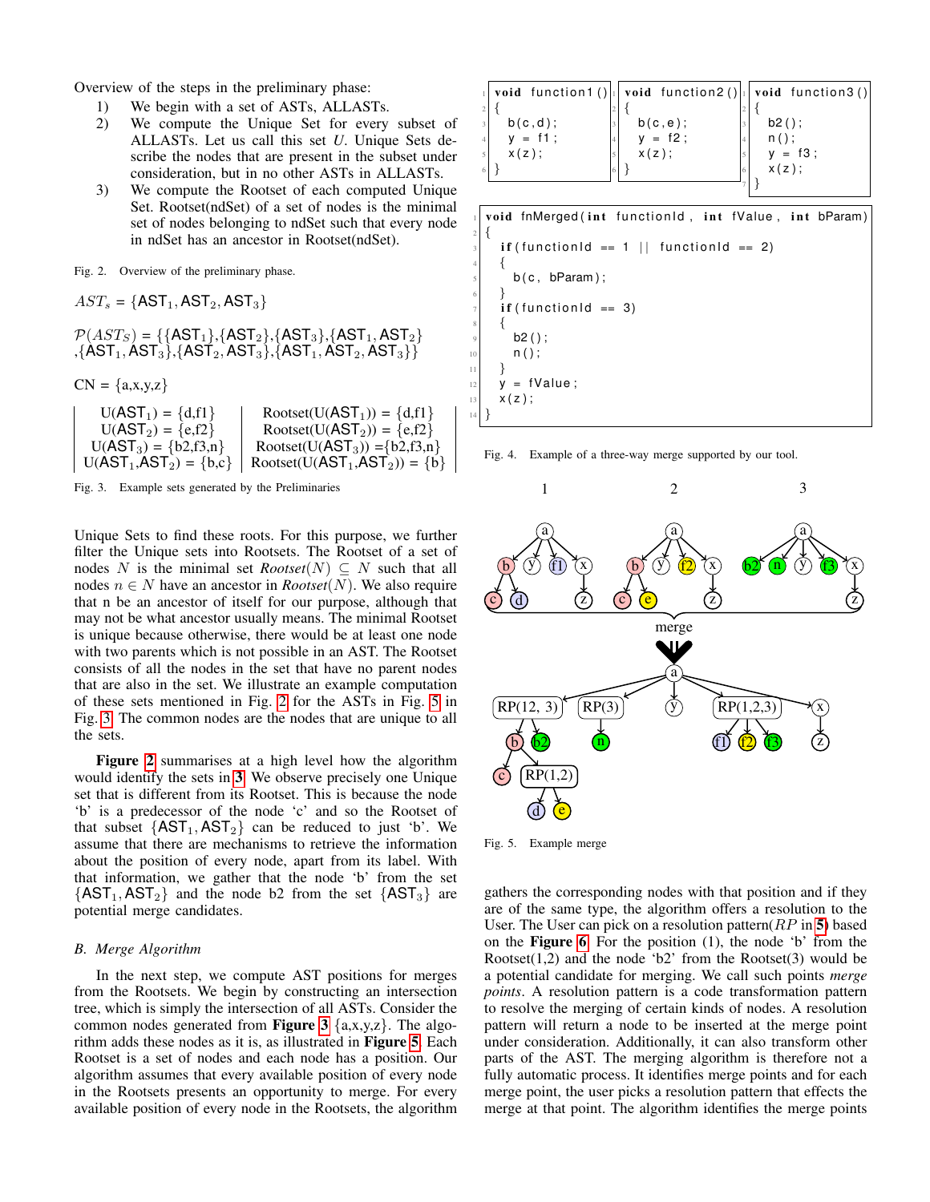Overview of the steps in the preliminary phase:

1) We begin with a set of ASTs, ALLASTs.
2) We compute the Unique Set for every subset of ALLASTs. Let us call this set $U$. Unique Sets describe the nodes that are present in the subset under consideration, but in no other ASTs in ALLASTs.
3) We compute the Rootset of each computed Unique Set. Rootset(ndSet) of a set of nodes is the minimal set of nodes belonging to ndSet such that every node in ndSet has an ancestor in Rootset(ndSet).

Fig. 2. Overview of the preliminary phase.

$AST_s$ = {$\text{AST}_1$, $\text{AST}_2$, $\text{AST}_3$}

$\mathcal{P}(AST_S)$ = {{$\text{AST}_1$},{$\text{AST}_2$},{$\text{AST}_3$},{$\text{AST}_1$, $\text{AST}_2$},{$\text{AST}_1$, $\text{AST}_3$},{$\text{AST}_2$, $\text{AST}_3$},{$\text{AST}_1$, $\text{AST}_2$, $\text{AST}_3$}}

CN = {a,x,y,z}

| | |
|---|---|
| U($\text{AST}_1$) = {d,f1} | Rootset(U($\text{AST}_1$)) = {d,f1} |
| U($\text{AST}_2$) = {e,f2} | Rootset(U($\text{AST}_2$)) = {e,f2} |
| U($\text{AST}_3$) = {b2,f3,n} | Rootset(U($\text{AST}_3$)) ={b2,f3,n} |
| U($\text{AST}_1$,$\text{AST}_2$) = {b,c} | Rootset(U($\text{AST}_1$,$\text{AST}_2$)) = {b} |

Fig. 3. Example sets generated by the Preliminaries

Unique Sets to find these roots. For this purpose, we further filter the Unique sets into Rootsets. The Rootset of a set of nodes $N$ is the minimal set *Rootset*($N$) $\subseteq N$ such that all nodes $n \in N$ have an ancestor in *Rootset*($N$). We also require that n be an ancestor of itself for our purpose, although that may not be what ancestor usually means. The minimal Rootset is unique because otherwise, there would be at least one node with two parents which is not possible in an AST. The Rootset consists of all the nodes in the set that have no parent nodes that are also in the set. We illustrate an example computation of these sets mentioned in Fig. 2 for the ASTs in Fig. 5 in Fig. 3. The common nodes are the nodes that are unique to all the sets.

**Figure 2** summarises at a high level how the algorithm would identify the sets in 3. We observe precisely one Unique set that is different from its Rootset. This is because the node 'b' is a predecessor of the node 'c' and so the Rootset of that subset {$\text{AST}_1$, $\text{AST}_2$} can be reduced to just 'b'. We assume that there are mechanisms to retrieve the information about the position of every node, apart from its label. With that information, we gather that the node 'b' from the set {$\text{AST}_1$, $\text{AST}_2$} and the node b2 from the set {$\text{AST}_3$} are potential merge candidates.

### B. Merge Algorithm

In the next step, we compute AST positions for merges from the Rootsets. We begin by constructing an intersection tree, which is simply the intersection of all ASTs. Consider the common nodes generated from **Figure 3** {a,x,y,z}. The algorithm adds these nodes as it is, as illustrated in **Figure 5**. Each Rootset is a set of nodes and each node has a position. Our algorithm assumes that every available position of every node in the Rootsets presents an opportunity to merge. For every available position of every node in the Rootsets, the algorithm

```
void function1()
{
  b(c,d);
  y = f1;
  x(z);
}
```

```
void function2()
{
  b(c,e);
  y = f2;
  x(z);
}
```

```
void function3()
{
  b2();
  n();
  y = f3;
  x(z);
}
```

```
void fnMerged(int functionId, int fValue, int bParam)
{
  if(functionId == 1 || functionId == 2)
  {
    b(c, bParam);
  }
  if(functionId == 3)
  {
    b2();
    n();
  }
  y = fValue;
  x(z);
}
```

Fig. 4. Example of a three-way merge supported by our tool.

Fig. 5. Example merge

gathers the corresponding nodes with that position and if they are of the same type, the algorithm offers a resolution to the User. The User can pick on a resolution pattern($RP$ in 5) based on the **Figure 6**. For the position (1), the node 'b' from the Rootset(1,2) and the node 'b2' from the Rootset(3) would be a potential candidate for merging. We call such points *merge points*. A resolution pattern is a code transformation pattern to resolve the merging of certain kinds of nodes. A resolution pattern will return a node to be inserted at the merge point under consideration. Additionally, it can also transform other parts of the AST. The merging algorithm is therefore not a fully automatic process. It identifies merge points and for each merge point, the user picks a resolution pattern that effects the merge at that point. The algorithm identifies the merge points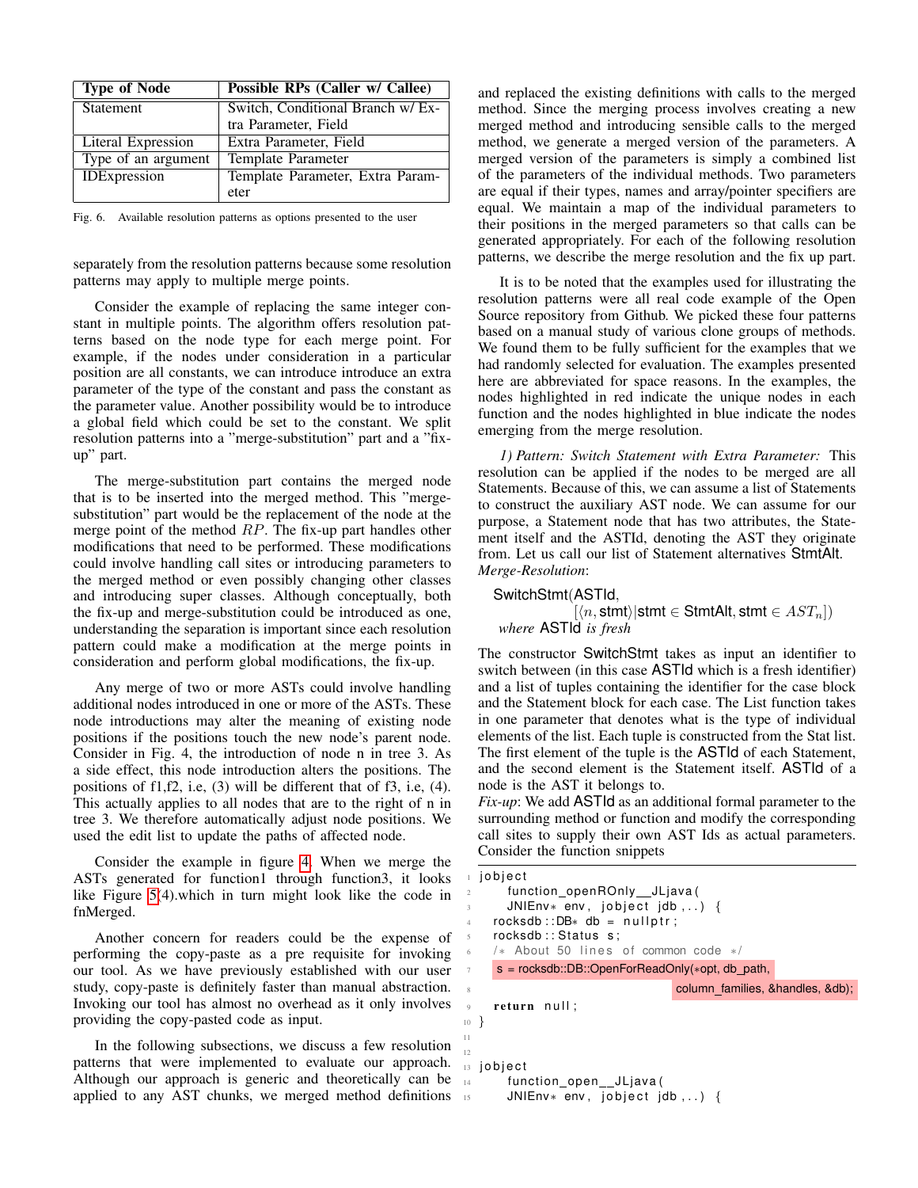| Type of Node | Possible RPs (Caller w/ Callee) |
| --- | --- |
| Statement | Switch, Conditional Branch w/ Extra Parameter, Field |
| Literal Expression | Extra Parameter, Field |
| Type of an argument | Template Parameter |
| IDExpression | Template Parameter, Extra Parameter |

Fig. 6. Available resolution patterns as options presented to the user

separately from the resolution patterns because some resolution patterns may apply to multiple merge points.

Consider the example of replacing the same integer constant in multiple points. The algorithm offers resolution patterns based on the node type for each merge point. For example, if the nodes under consideration in a particular position are all constants, we can introduce introduce an extra parameter of the type of the constant and pass the constant as the parameter value. Another possibility would be to introduce a global field which could be set to the constant. We split resolution patterns into a "merge-substitution" part and a "fix-up" part.

The merge-substitution part contains the merged node that is to be inserted into the merged method. This "merge-substitution" part would be the replacement of the node at the merge point of the method $RP$. The fix-up part handles other modifications that need to be performed. These modifications could involve handling call sites or introducing parameters to the merged method or even possibly changing other classes and introducing super classes. Although conceptually, both the fix-up and merge-substitution could be introduced as one, understanding the separation is important since each resolution pattern could make a modification at the merge points in consideration and perform global modifications, the fix-up.

Any merge of two or more ASTs could involve handling additional nodes introduced in one or more of the ASTs. These node introductions may alter the meaning of existing node positions if the positions touch the new node's parent node. Consider in Fig. 4, the introduction of node n in tree 3. As a side effect, this node introduction alters the positions. The positions of f1,f2, i.e, (3) will be different that of f3, i.e, (4). This actually applies to all nodes that are to the right of n in tree 3. We therefore automatically adjust node positions. We used the edit list to update the paths of affected node.

Consider the example in figure 4. When we merge the ASTs generated for function1 through function3, it looks like Figure 5(4).which in turn might look like the code in fnMerged.

Another concern for readers could be the expense of performing the copy-paste as a pre requisite for invoking our tool. As we have previously established with our user study, copy-paste is definitely faster than manual abstraction. Invoking our tool has almost no overhead as it only involves providing the copy-pasted code as input.

In the following subsections, we discuss a few resolution patterns that were implemented to evaluate our approach. Although our approach is generic and theoretically can be applied to any AST chunks, we merged method definitions and replaced the existing definitions with calls to the merged method. Since the merging process involves creating a new merged method and introducing sensible calls to the merged method, we generate a merged version of the parameters. A merged version of the parameters is simply a combined list of the parameters of the individual methods. Two parameters are equal if their types, names and array/pointer specifiers are equal. We maintain a map of the individual parameters to their positions in the merged parameters so that calls can be generated appropriately. For each of the following resolution patterns, we describe the merge resolution and the fix up part.

It is to be noted that the examples used for illustrating the resolution patterns were all real code example of the Open Source repository from Github. We picked these four patterns based on a manual study of various clone groups of methods. We found them to be fully sufficient for the examples that we had randomly selected for evaluation. The examples presented here are abbreviated for space reasons. In the examples, the nodes highlighted in red indicate the unique nodes in each function and the nodes highlighted in blue indicate the nodes emerging from the merge resolution.

*1) Pattern: Switch Statement with Extra Parameter:* This resolution can be applied if the nodes to be merged are all Statements. Because of this, we can assume a list of Statements to construct the auxiliary AST node. We can assume for our purpose, a Statement node that has two attributes, the Statement itself and the ASTId, denoting the AST they originate from. Let us call our list of Statement alternatives StmtAlt.
*Merge-Resolution*:

$$\mathsf{SwitchStmt}(\mathsf{ASTId}, [\langle n, \mathsf{stmt}\rangle | \mathsf{stmt} \in \mathsf{StmtAlt}, \mathsf{stmt} \in AST_n])$$
*where* ASTId *is fresh*

The constructor SwitchStmt takes as input an identifier to switch between (in this case ASTId which is a fresh identifier) and a list of tuples containing the identifier for the case block and the Statement block for each case. The List function takes in one parameter that denotes what is the type of individual elements of the list. Each tuple is constructed from the Stat list. The first element of the tuple is the ASTId of each Statement, and the second element is the Statement itself. ASTId of a node is the AST it belongs to.
*Fix-up*: We add ASTId as an additional formal parameter to the surrounding method or function and modify the corresponding call sites to supply their own AST Ids as actual parameters. Consider the function snippets

```
jobject
    function_openROnly__JLjava(
    JNIEnv* env, jobject jdb,..) {
  rocksdb::DB* db = nullptr;
  rocksdb::Status s;
  /* About 50 lines of common code */
  s = rocksdb::DB::OpenForReadOnly(*opt, db_path,
                              column_families, &handles, &db);
  return null;
}


jobject
    function_open__JLjava(
    JNIEnv* env, jobject jdb,..) {
```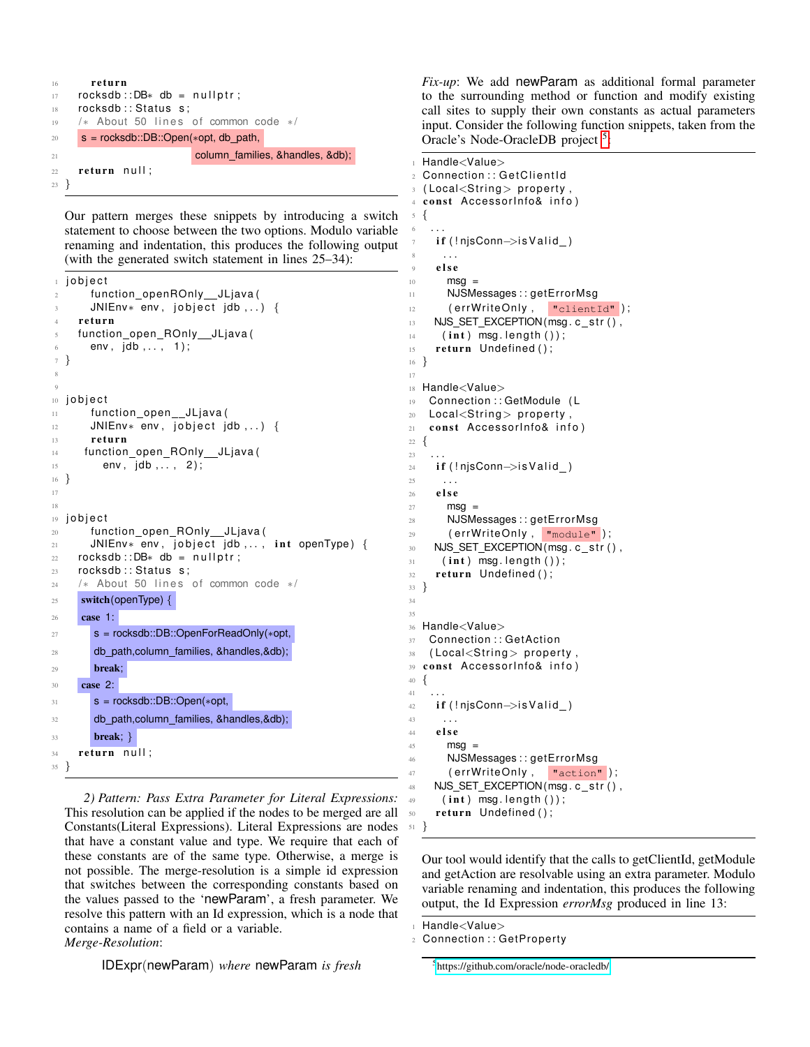```
16        return
17    rocksdb::DB* db = nullptr;
18    rocksdb::Status s;
19    /* About 50 lines of common code */
20    s = rocksdb::DB::Open(*opt, db_path,
21                          column_families, &handles, &db);
22    return null;
23 }
```

Our pattern merges these snippets by introducing a switch statement to choose between the two options. Modulo variable renaming and indentation, this produces the following output (with the generated switch statement in lines 25–34):

```
1  jobject
2       function_openROnly__JLjava(
3       JNIEnv* env, jobject jdb,..) {
4    return
5    function_open_ROnly__JLjava(
6       env, jdb,..., 1);
7  }
8
9
10 jobject
11      function_open__JLjava(
12      JNIEnv* env, jobject jdb,..) {
13      return
14     function_open_ROnly__JLjava(
15        env, jdb,..., 2);
16 }
17
18
19 jobject
20      function_open_ROnly__JLjava(
21      JNIEnv* env, jobject jdb,..., int openType) {
22    rocksdb::DB* db = nullptr;
23    rocksdb::Status s;
24    /* About 50 lines of common code */
25    switch(openType) {
26    case 1:
27       s = rocksdb::DB::OpenForReadOnly(*opt,
28       db_path,column_families, &handles,&db);
29       break;
30    case 2:
31       s = rocksdb::DB::Open(*opt,
32       db_path,column_families, &handles,&db);
33       break; }
34    return null;
35 }
```

*2) Pattern: Pass Extra Parameter for Literal Expressions:* This resolution can be applied if the nodes to be merged are all Constants(Literal Expressions). Literal Expressions are nodes that have a constant value and type. We require that each of these constants are of the same type. Otherwise, a merge is not possible. The merge-resolution is a simple id expression that switches between the corresponding constants based on the values passed to the 'newParam', a fresh parameter. We resolve this pattern with an Id expression, which is a node that contains a name of a field or a variable.
*Merge-Resolution*:

IDExpr(newParam) *where* newParam *is fresh*

*Fix-up*: We add newParam as additional formal parameter to the surrounding method or function and modify existing call sites to supply their own constants as actual parameters input. Consider the following function snippets, taken from the Oracle's Node-OracleDB project [5]:

```
1  Handle<Value>
2  Connection::GetClientId
3  (Local<String> property,
4  const AccessorInfo& info)
5  {
6   ...
7    if(!njsConn->isValid_)
8     ...
9    else
10     msg =
11     NJSMessages::getErrorMsg
12     (errWriteOnly, "clientId");
13   NJS_SET_EXCEPTION(msg.c_str(),
14     (int) msg.length());
15   return Undefined();
16 }
17
18 Handle<Value>
19  Connection::GetModule (L
20  Local<String> property,
21  const AccessorInfo& info)
22 {
23  ...
24   if(!njsConn->isValid_)
25    ...
26   else
27     msg =
28     NJSMessages::getErrorMsg
29     (errWriteOnly, "module");
30   NJS_SET_EXCEPTION(msg.c_str(),
31     (int) msg.length());
32   return Undefined();
33 }
34
35
36 Handle<Value>
37  Connection::GetAction
38  (Local<String> property,
39 const AccessorInfo& info)
40 {
41  ...
42   if(!njsConn->isValid_)
43    ...
44   else
45     msg =
46     NJSMessages::getErrorMsg
47     (errWriteOnly, "action");
48   NJS_SET_EXCEPTION(msg.c_str(),
49     (int) msg.length());
50   return Undefined();
51 }
```

Our tool would identify that the calls to getClientId, getModule and getAction are resolvable using an extra parameter. Modulo variable renaming and indentation, this produces the following output, the Id Expression *errorMsg* produced in line 13:

```
1  Handle<Value>
2  Connection::GetProperty
```

[5] https://github.com/oracle/node-oracledb/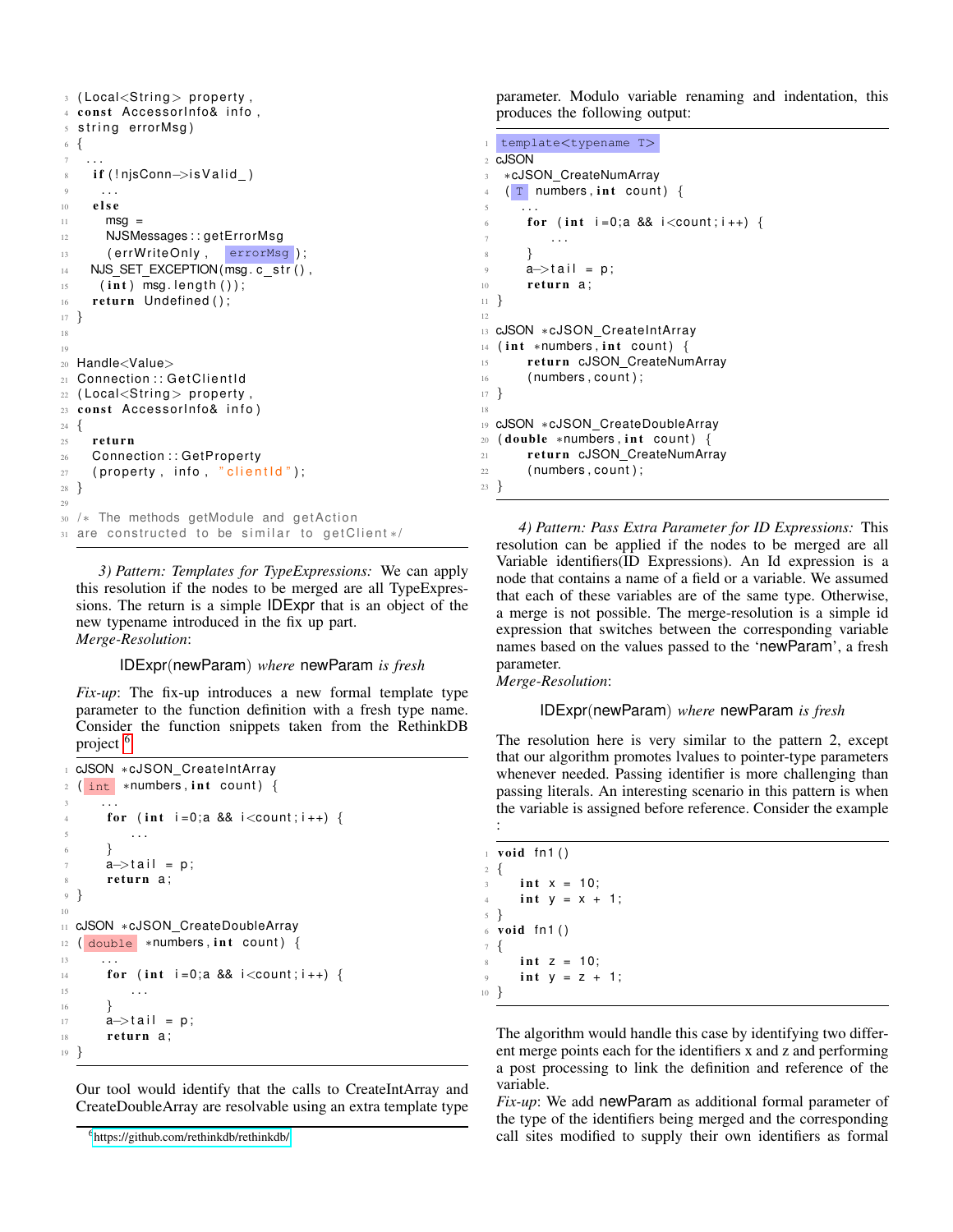```
(Local<String> property,
const AccessorInfo& info,
string errorMsg)
{
 ...
  if(!njsConn->isValid_)
   ...
  else
    msg =
    NJSMessages::getErrorMsg
     (errWriteOnly,  errorMsg);
  NJS_SET_EXCEPTION(msg.c_str(),
    (int) msg.length());
  return Undefined();
}


Handle<Value>
Connection::GetClientId
(Local<String> property,
const AccessorInfo& info)
{
  return
  Connection::GetProperty
  (property, info, "clientId");
}

/* The methods getModule and getAction
are constructed to be similar to getClient*/
```

*3) Pattern: Templates for TypeExpressions:* We can apply this resolution if the nodes to be merged are all TypeExpressions. The return is a simple IDExpr that is an object of the new typename introduced in the fix up part.
*Merge-Resolution*:

IDExpr(newParam) *where* newParam *is fresh*

*Fix-up*: The fix-up introduces a new formal template type parameter to the function definition with a fresh type name. Consider the function snippets taken from the RethinkDB project [6]

```
cJSON *cJSON_CreateIntArray
( int  *numbers,int count) {
   ...
    for (int i=0;a && i<count;i++) {
        ...
    }
    a->tail = p;
    return a;
}

cJSON *cJSON_CreateDoubleArray
( double  *numbers,int count) {
   ...
    for (int i=0;a && i<count;i++) {
        ...
    }
    a->tail = p;
    return a;
}
```

Our tool would identify that the calls to CreateIntArray and CreateDoubleArray are resolvable using an extra template type parameter. Modulo variable renaming and indentation, this produces the following output:

```
template<typename T>
cJSON
 *cJSON_CreateNumArray
 ( T  numbers,int count) {
   ...
    for (int i=0;a && i<count;i++) {
        ...
    }
    a->tail = p;
    return a;
}

cJSON *cJSON_CreateIntArray
(int *numbers,int count) {
    return cJSON_CreateNumArray
    (numbers,count);
}

cJSON *cJSON_CreateDoubleArray
(double *numbers,int count) {
    return cJSON_CreateNumArray
    (numbers,count);
}
```

*4) Pattern: Pass Extra Parameter for ID Expressions:* This resolution can be applied if the nodes to be merged are all Variable identifiers(ID Expressions). An Id expression is a node that contains a name of a field or a variable. We assumed that each of these variables are of the same type. Otherwise, a merge is not possible. The merge-resolution is a simple id expression that switches between the corresponding variable names based on the values passed to the 'newParam', a fresh parameter.
*Merge-Resolution*:

IDExpr(newParam) *where* newParam *is fresh*

The resolution here is very similar to the pattern 2, except that our algorithm promotes lvalues to pointer-type parameters whenever needed. Passing identifier is more challenging than passing literals. An interesting scenario in this pattern is when the variable is assigned before reference. Consider the example :

```
void fn1()
{
   int x = 10;
   int y = x + 1;
}
void fn1()
{
   int z = 10;
   int y = z + 1;
}
```

The algorithm would handle this case by identifying two different merge points each for the identifiers x and z and performing a post processing to link the definition and reference of the variable.
*Fix-up*: We add newParam as additional formal parameter of the type of the identifiers being merged and the corresponding call sites modified to supply their own identifiers as formal

[6] https://github.com/rethinkdb/rethinkdb/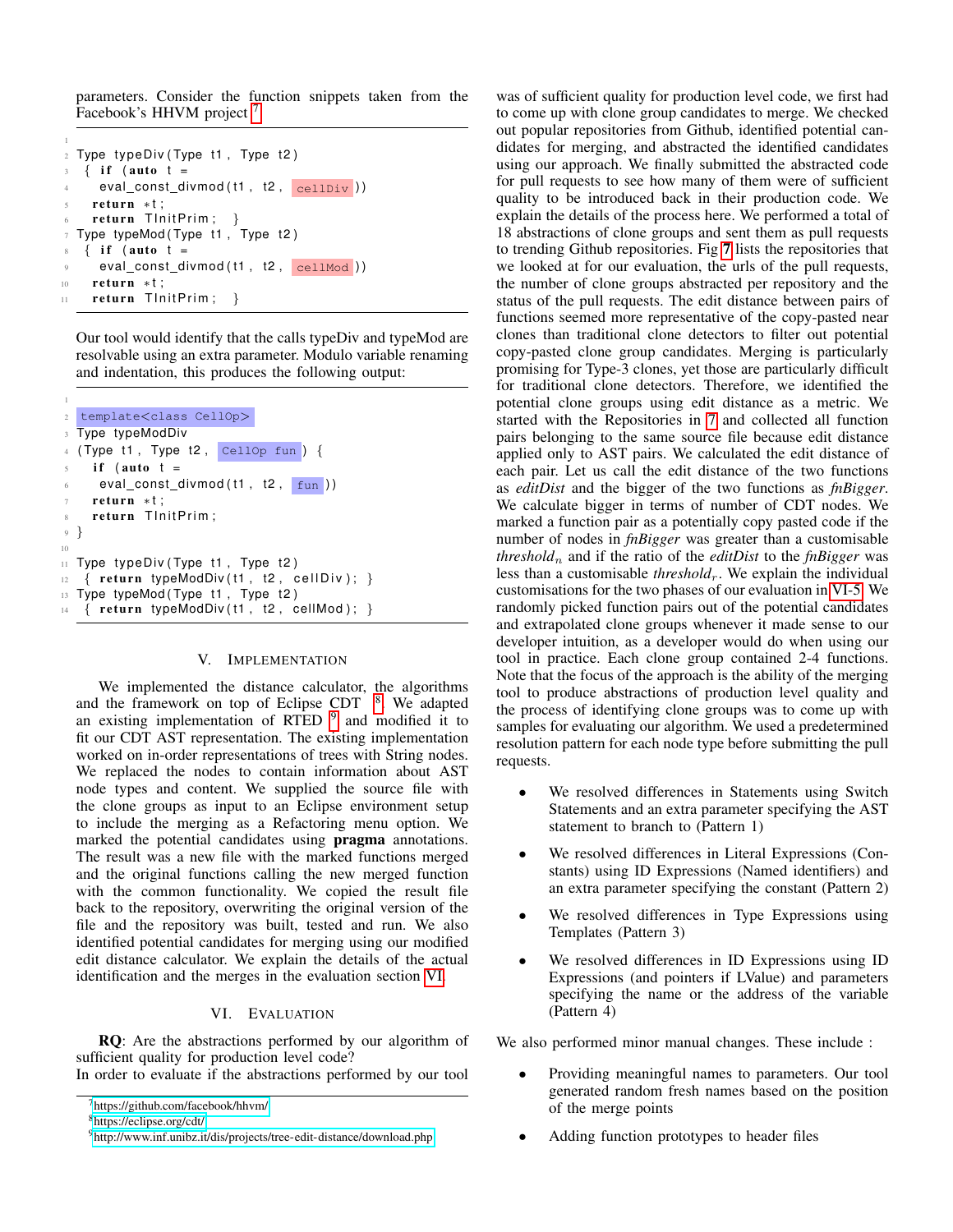parameters. Consider the function snippets taken from the Facebook's HHVM project [7]

```
Type typeDiv(Type t1, Type t2)
 { if (auto t =
    eval_const_divmod(t1, t2, cellDiv))
   return *t;
   return TInitPrim;  }
Type typeMod(Type t1, Type t2)
 { if (auto t =
    eval_const_divmod(t1, t2, cellMod))
   return *t;
   return TInitPrim;  }
```

Our tool would identify that the calls typeDiv and typeMod are resolvable using an extra parameter. Modulo variable renaming and indentation, this produces the following output:

```
template<class CellOp>
Type typeModDiv
(Type t1, Type t2, CellOp fun) {
  if (auto t =
   eval_const_divmod(t1, t2, fun))
  return *t;
  return TInitPrim;
}

Type typeDiv(Type t1, Type t2)
 { return typeModDiv(t1, t2, cellDiv); }
Type typeMod(Type t1, Type t2)
 { return typeModDiv(t1, t2, cellMod); }
```

## V. Implementation

We implemented the distance calculator, the algorithms and the framework on top of Eclipse CDT [8]. We adapted an existing implementation of RTED [9] and modified it to fit our CDT AST representation. The existing implementation worked on in-order representations of trees with String nodes. We replaced the nodes to contain information about AST node types and content. We supplied the source file with the clone groups as input to an Eclipse environment setup to include the merging as a Refactoring menu option. We marked the potential candidates using **pragma** annotations. The result was a new file with the marked functions merged and the original functions calling the new merged function with the common functionality. We copied the result file back to the repository, overwriting the original version of the file and the repository was built, tested and run. We also identified potential candidates for merging using our modified edit distance calculator. We explain the details of the actual identification and the merges in the evaluation section VI.

## VI. Evaluation

**RQ**: Are the abstractions performed by our algorithm of sufficient quality for production level code?
In order to evaluate if the abstractions performed by our tool was of sufficient quality for production level code, we first had to come up with clone group candidates to merge. We checked out popular repositories from Github, identified potential candidates for merging, and abstracted the identified candidates using our approach. We finally submitted the abstracted code for pull requests to see how many of them were of sufficient quality to be introduced back in their production code. We explain the details of the process here. We performed a total of 18 abstractions of clone groups and sent them as pull requests to trending Github repositories. Fig 7 lists the repositories that we looked at for our evaluation, the urls of the pull requests, the number of clone groups abstracted per repository and the status of the pull requests. The edit distance between pairs of functions seemed more representative of the copy-pasted near clones than traditional clone detectors to filter out potential copy-pasted clone group candidates. Merging is particularly promising for Type-3 clones, yet those are particularly difficult for traditional clone detectors. Therefore, we identified the potential clone groups using edit distance as a metric. We started with the Repositories in 7 and collected all function pairs belonging to the same source file because edit distance applied only to AST pairs. We calculated the edit distance of each pair. Let us call the edit distance of the two functions as *editDist* and the bigger of the two functions as *fnBigger*. We calculate bigger in terms of number of CDT nodes. We marked a function pair as a potentially copy pasted code if the number of nodes in *fnBigger* was greater than a customisable $threshold_n$ and if the ratio of the *editDist* to the *fnBigger* was less than a customisable $threshold_r$. We explain the individual customisations for the two phases of our evaluation in VI-5. We randomly picked function pairs out of the potential candidates and extrapolated clone groups whenever it made sense to our developer intuition, as a developer would do when using our tool in practice. Each clone group contained 2-4 functions. Note that the focus of the approach is the ability of the merging tool to produce abstractions of production level quality and the process of identifying clone groups was to come up with samples for evaluating our algorithm. We used a predetermined resolution pattern for each node type before submitting the pull requests.

- We resolved differences in Statements using Switch Statements and an extra parameter specifying the AST statement to branch to (Pattern 1)
- We resolved differences in Literal Expressions (Constants) using ID Expressions (Named identifiers) and an extra parameter specifying the constant (Pattern 2)
- We resolved differences in Type Expressions using Templates (Pattern 3)
- We resolved differences in ID Expressions using ID Expressions (and pointers if LValue) and parameters specifying the name or the address of the variable (Pattern 4)

We also performed minor manual changes. These include :

- Providing meaningful names to parameters. Our tool generated random fresh names based on the position of the merge points
- Adding function prototypes to header files

[7] https://github.com/facebook/hhvm/
[8] https://eclipse.org/cdt/
[9] http://www.inf.unibz.it/dis/projects/tree-edit-distance/download.php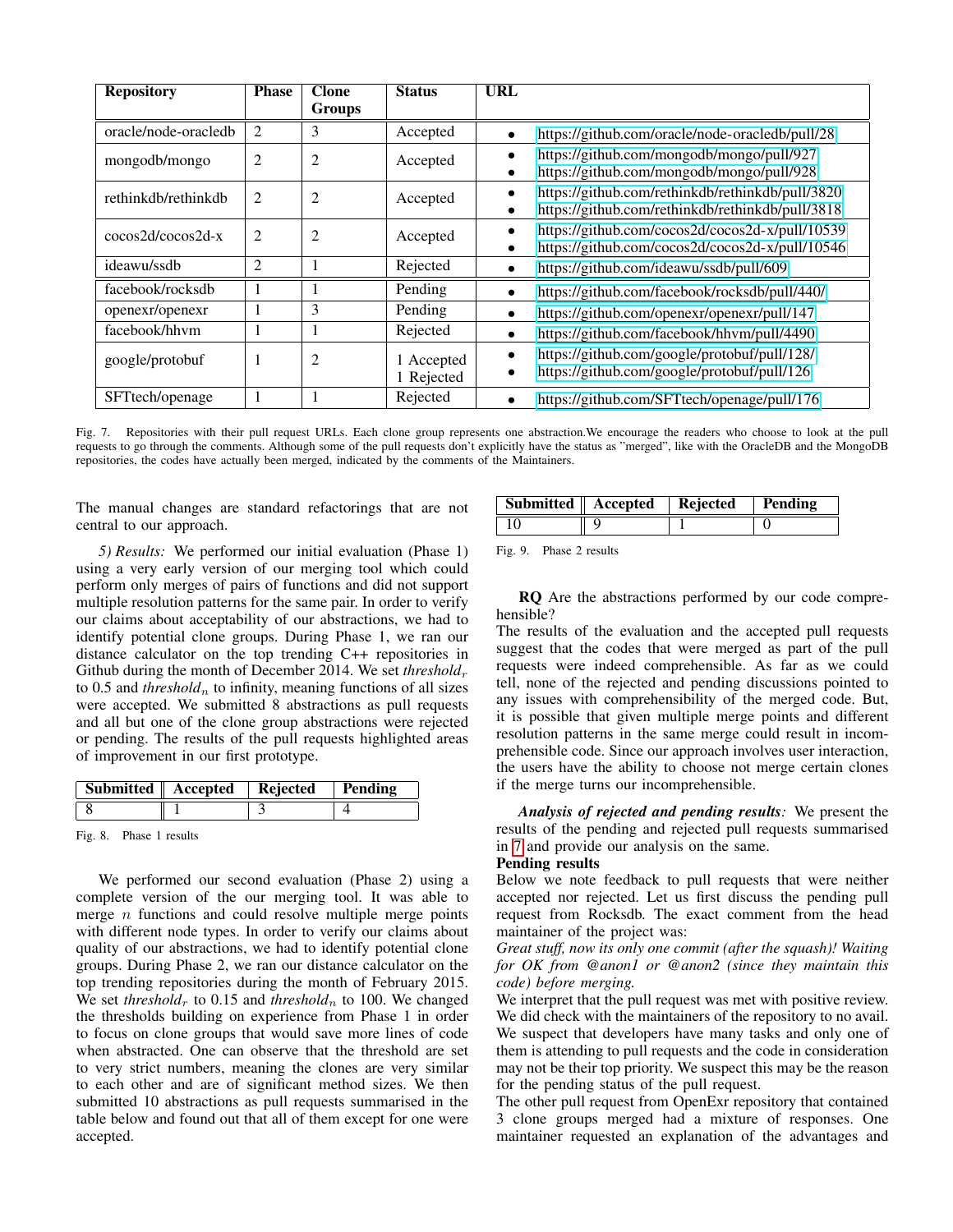| Repository | Phase | Clone Groups | Status | URL |
|---|---|---|---|---|
| oracle/node-oracledb | 2 | 3 | Accepted | • https://github.com/oracle/node-oracledb/pull/28 |
| mongodb/mongo | 2 | 2 | Accepted | • https://github.com/mongodb/mongo/pull/927 • https://github.com/mongodb/mongo/pull/928 |
| rethinkdb/rethinkdb | 2 | 2 | Accepted | • https://github.com/rethinkdb/rethinkdb/pull/3820 • https://github.com/rethinkdb/rethinkdb/pull/3818 |
| cocos2d/cocos2d-x | 2 | 2 | Accepted | • https://github.com/cocos2d/cocos2d-x/pull/10539 • https://github.com/cocos2d/cocos2d-x/pull/10546 |
| ideawu/ssdb | 2 | 1 | Rejected | • https://github.com/ideawu/ssdb/pull/609 |
| facebook/rocksdb | 1 | 1 | Pending | • https://github.com/facebook/rocksdb/pull/440/ |
| openexr/openexr | 1 | 3 | Pending | • https://github.com/openexr/openexr/pull/147 |
| facebook/hhvm | 1 | 1 | Rejected | • https://github.com/facebook/hhvm/pull/4490 |
| google/protobuf | 1 | 2 | 1 Accepted 1 Rejected | • https://github.com/google/protobuf/pull/128/ • https://github.com/google/protobuf/pull/126 |
| SFTtech/openage | 1 | 1 | Rejected | • https://github.com/SFTtech/openage/pull/176 |

Fig. 7. Repositories with their pull request URLs. Each clone group represents one abstraction.We encourage the readers who choose to look at the pull requests to go through the comments. Although some of the pull requests don't explicitly have the status as "merged", like with the OracleDB and the MongoDB repositories, the codes have actually been merged, indicated by the comments of the Maintainers.

The manual changes are standard refactorings that are not central to our approach.

*5) Results:* We performed our initial evaluation (Phase 1) using a very early version of our merging tool which could perform only merges of pairs of functions and did not support multiple resolution patterns for the same pair. In order to verify our claims about acceptability of our abstractions, we had to identify potential clone groups. During Phase 1, we ran our distance calculator on the top trending C++ repositories in Github during the month of December 2014. We set $threshold_r$ to 0.5 and $threshold_n$ to infinity, meaning functions of all sizes were accepted. We submitted 8 abstractions as pull requests and all but one of the clone group abstractions were rejected or pending. The results of the pull requests highlighted areas of improvement in our first prototype.

| Submitted | Accepted | Rejected | Pending |
|---|---|---|---|
| 8 | 1 | 3 | 4 |

Fig. 8. Phase 1 results

We performed our second evaluation (Phase 2) using a complete version of the our merging tool. It was able to merge $n$ functions and could resolve multiple merge points with different node types. In order to verify our claims about quality of our abstractions, we had to identify potential clone groups. During Phase 2, we ran our distance calculator on the top trending repositories during the month of February 2015. We set $threshold_r$ to 0.15 and $threshold_n$ to 100. We changed the thresholds building on experience from Phase 1 in order to focus on clone groups that would save more lines of code when abstracted. One can observe that the threshold are set to very strict numbers, meaning the clones are very similar to each other and are of significant method sizes. We then submitted 10 abstractions as pull requests summarised in the table below and found out that all of them except for one were accepted.

| Submitted | Accepted | Rejected | Pending |
|---|---|---|---|
| 10 | 9 | 1 | 0 |

Fig. 9. Phase 2 results

**RQ** Are the abstractions performed by our code comprehensible?
The results of the evaluation and the accepted pull requests suggest that the codes that were merged as part of the pull requests were indeed comprehensible. As far as we could tell, none of the rejected and pending discussions pointed to any issues with comprehensibility of the merged code. But, it is possible that given multiple merge points and different resolution patterns in the same merge could result in incomprehensible code. Since our approach involves user interaction, the users have the ability to choose not merge certain clones if the merge turns our incomprehensible.

***Analysis of rejected and pending results:*** We present the results of the pending and rejected pull requests summarised in 7 and provide our analysis on the same.

**Pending results**
Below we note feedback to pull requests that were neither accepted nor rejected. Let us first discuss the pending pull request from Rocksdb. The exact comment from the head maintainer of the project was:
*Great stuff, now its only one commit (after the squash)! Waiting for OK from @anon1 or @anon2 (since they maintain this code) before merging.*
We interpret that the pull request was met with positive review. We did check with the maintainers of the repository to no avail. We suspect that developers have many tasks and only one of them is attending to pull requests and the code in consideration may not be their top priority. We suspect this may be the reason for the pending status of the pull request.
The other pull request from OpenExr repository that contained 3 clone groups merged had a mixture of responses. One maintainer requested an explanation of the advantages and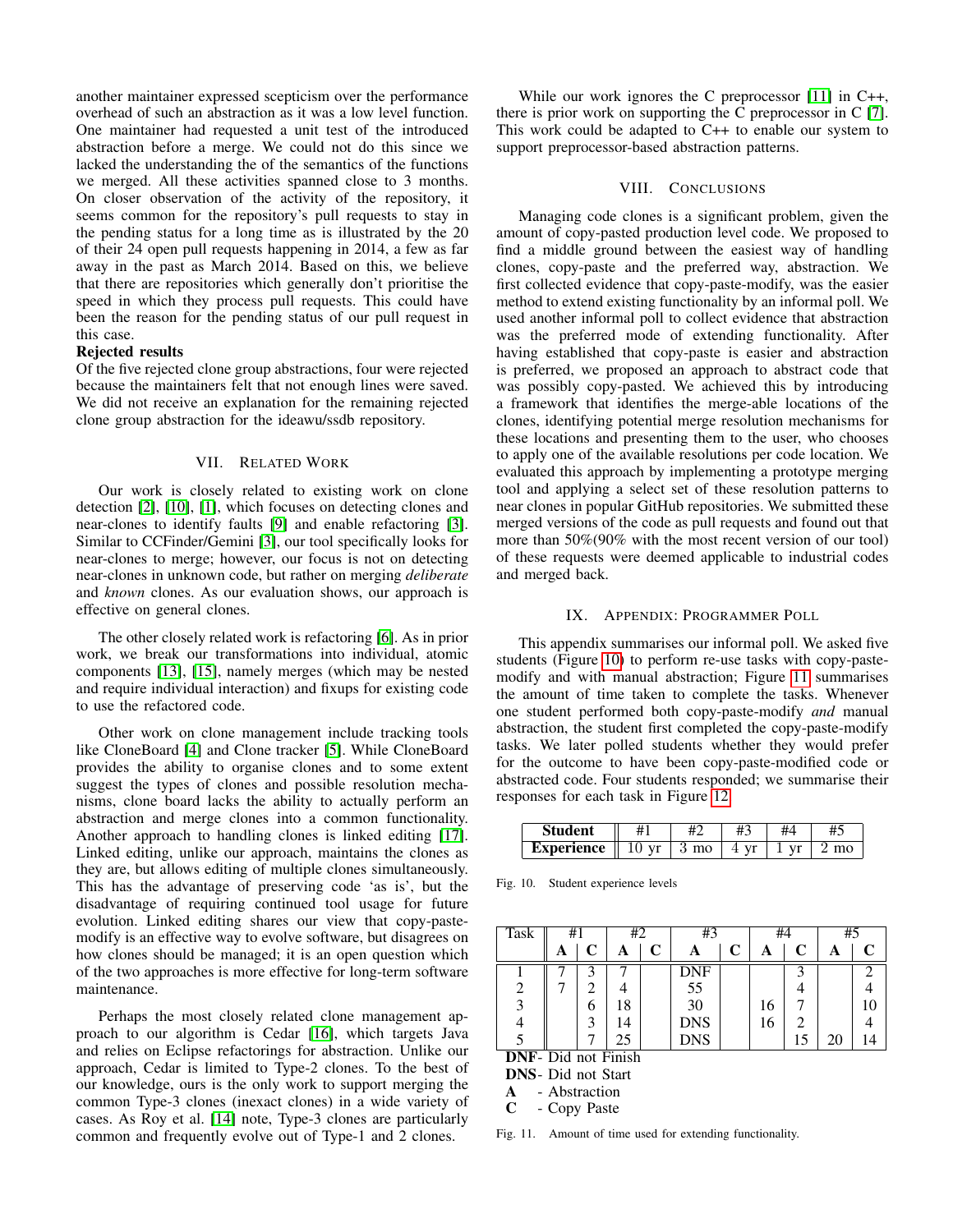another maintainer expressed scepticism over the performance overhead of such an abstraction as it was a low level function. One maintainer had requested a unit test of the introduced abstraction before a merge. We could not do this since we lacked the understanding the of the semantics of the functions we merged. All these activities spanned close to 3 months. On closer observation of the activity of the repository, it seems common for the repository's pull requests to stay in the pending status for a long time as is illustrated by the 20 of their 24 open pull requests happening in 2014, a few as far away in the past as March 2014. Based on this, we believe that there are repositories which generally don't prioritise the speed in which they process pull requests. This could have been the reason for the pending status of our pull request in this case.

**Rejected results**

Of the five rejected clone group abstractions, four were rejected because the maintainers felt that not enough lines were saved. We did not receive an explanation for the remaining rejected clone group abstraction for the ideawu/ssdb repository.

## VII. Related Work

Our work is closely related to existing work on clone detection [2], [10], [1], which focuses on detecting clones and near-clones to identify faults [9] and enable refactoring [3]. Similar to CCFinder/Gemini [3], our tool specifically looks for near-clones to merge; however, our focus is not on detecting near-clones in unknown code, but rather on merging *deliberate* and *known* clones. As our evaluation shows, our approach is effective on general clones.

The other closely related work is refactoring [6]. As in prior work, we break our transformations into individual, atomic components [13], [15], namely merges (which may be nested and require individual interaction) and fixups for existing code to use the refactored code.

Other work on clone management include tracking tools like CloneBoard [4] and Clone tracker [5]. While CloneBoard provides the ability to organise clones and to some extent suggest the types of clones and possible resolution mechanisms, clone board lacks the ability to actually perform an abstraction and merge clones into a common functionality. Another approach to handling clones is linked editing [17]. Linked editing, unlike our approach, maintains the clones as they are, but allows editing of multiple clones simultaneously. This has the advantage of preserving code 'as is', but the disadvantage of requiring continued tool usage for future evolution. Linked editing shares our view that copy-paste-modify is an effective way to evolve software, but disagrees on how clones should be managed; it is an open question which of the two approaches is more effective for long-term software maintenance.

Perhaps the most closely related clone management approach to our algorithm is Cedar [16], which targets Java and relies on Eclipse refactorings for abstraction. Unlike our approach, Cedar is limited to Type-2 clones. To the best of our knowledge, ours is the only work to support merging the common Type-3 clones (inexact clones) in a wide variety of cases. As Roy et al. [14] note, Type-3 clones are particularly common and frequently evolve out of Type-1 and 2 clones.

While our work ignores the C preprocessor [11] in C++, there is prior work on supporting the C preprocessor in C [7]. This work could be adapted to C++ to enable our system to support preprocessor-based abstraction patterns.

## VIII. Conclusions

Managing code clones is a significant problem, given the amount of copy-pasted production level code. We proposed to find a middle ground between the easiest way of handling clones, copy-paste and the preferred way, abstraction. We first collected evidence that copy-paste-modify, was the easier method to extend existing functionality by an informal poll. We used another informal poll to collect evidence that abstraction was the preferred mode of extending functionality. After having established that copy-paste is easier and abstraction is preferred, we proposed an approach to abstract code that was possibly copy-pasted. We achieved this by introducing a framework that identifies the merge-able locations of the clones, identifying potential merge resolution mechanisms for these locations and presenting them to the user, who chooses to apply one of the available resolutions per code location. We evaluated this approach by implementing a prototype merging tool and applying a select set of these resolution patterns to near clones in popular GitHub repositories. We submitted these merged versions of the code as pull requests and found out that more than 50%(90% with the most recent version of our tool) of these requests were deemed applicable to industrial codes and merged back.

## IX. Appendix: Programmer Poll

This appendix summarises our informal poll. We asked five students (Figure 10) to perform re-use tasks with copy-paste-modify and with manual abstraction; Figure 11 summarises the amount of time taken to complete the tasks. Whenever one student performed both copy-paste-modify *and* manual abstraction, the student first completed the copy-paste-modify tasks. We later polled students whether they would prefer for the outcome to have been copy-paste-modified code or abstracted code. Four students responded; we summarise their responses for each task in Figure 12.

| Student | #1 | #2 | #3 | #4 | #5 |
|---|---|---|---|---|---|
| Experience | 10 yr | 3 mo | 4 yr | 1 yr | 2 mo |

Fig. 10. Student experience levels

| Task | #1 | | #2 | | #3 | | #4 | | #5 | |
|---|---|---|---|---|---|---|---|---|---|---|
| | **A** | **C** | **A** | **C** | **A** | **C** | **A** | **C** | **A** | **C** |
| 1 | 7 | 3 | 7 | | DNF | | | 3 | | 2 |
| 2 | 7 | 2 | 4 | | 55 | | | 4 | | 4 |
| 3 | | 6 | 18 | | 30 | | 16 | 7 | | 10 |
| 4 | | 3 | 14 | | DNS | | 16 | 2 | | 4 |
| 5 | | 7 | 25 | | DNS | | | 15 | 20 | 14 |

**DNF**- Did not Finish
**DNS**- Did not Start
**A** - Abstraction
**C** - Copy Paste

Fig. 11. Amount of time used for extending functionality.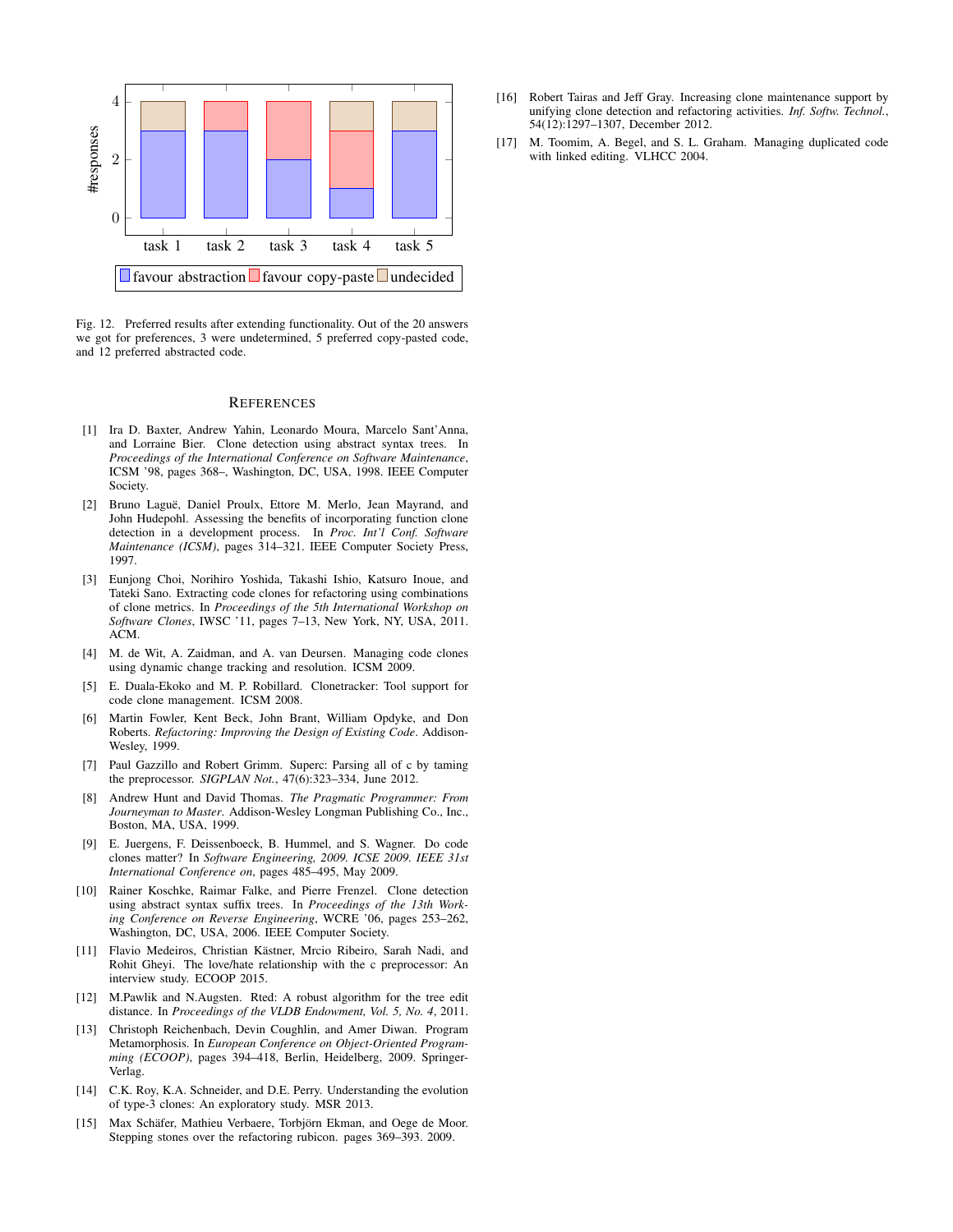4

2

0

#responses

task 1 task 2 task 3 task 4 task 5

favour abstraction favour copy-paste undecided

Fig. 12. Preferred results after extending functionality. Out of the 20 answers we got for preferences, 3 were undetermined, 5 preferred copy-pasted code, and 12 preferred abstracted code.

## References

[1] Ira D. Baxter, Andrew Yahin, Leonardo Moura, Marcelo Sant'Anna, and Lorraine Bier. Clone detection using abstract syntax trees. In *Proceedings of the International Conference on Software Maintenance*, ICSM '98, pages 368–, Washington, DC, USA, 1998. IEEE Computer Society.

[2] Bruno Laguë, Daniel Proulx, Ettore M. Merlo, Jean Mayrand, and John Hudepohl. Assessing the benefits of incorporating function clone detection in a development process. In *Proc. Int'l Conf. Software Maintenance (ICSM)*, pages 314–321. IEEE Computer Society Press, 1997.

[3] Eunjong Choi, Norihiro Yoshida, Takashi Ishio, Katsuro Inoue, and Tateki Sano. Extracting code clones for refactoring using combinations of clone metrics. In *Proceedings of the 5th International Workshop on Software Clones*, IWSC '11, pages 7–13, New York, NY, USA, 2011. ACM.

[4] M. de Wit, A. Zaidman, and A. van Deursen. Managing code clones using dynamic change tracking and resolution. ICSM 2009.

[5] E. Duala-Ekoko and M. P. Robillard. Clonetracker: Tool support for code clone management. ICSM 2008.

[6] Martin Fowler, Kent Beck, John Brant, William Opdyke, and Don Roberts. *Refactoring: Improving the Design of Existing Code*. Addison-Wesley, 1999.

[7] Paul Gazzillo and Robert Grimm. Superc: Parsing all of c by taming the preprocessor. *SIGPLAN Not.*, 47(6):323–334, June 2012.

[8] Andrew Hunt and David Thomas. *The Pragmatic Programmer: From Journeyman to Master*. Addison-Wesley Longman Publishing Co., Inc., Boston, MA, USA, 1999.

[9] E. Juergens, F. Deissenboeck, B. Hummel, and S. Wagner. Do code clones matter? In *Software Engineering, 2009. ICSE 2009. IEEE 31st International Conference on*, pages 485–495, May 2009.

[10] Rainer Koschke, Raimar Falke, and Pierre Frenzel. Clone detection using abstract syntax suffix trees. In *Proceedings of the 13th Working Conference on Reverse Engineering*, WCRE '06, pages 253–262, Washington, DC, USA, 2006. IEEE Computer Society.

[11] Flavio Medeiros, Christian Kästner, Mrcio Ribeiro, Sarah Nadi, and Rohit Gheyi. The love/hate relationship with the c preprocessor: An interview study. ECOOP 2015.

[12] M.Pawlik and N.Augsten. Rted: A robust algorithm for the tree edit distance. In *Proceedings of the VLDB Endowment, Vol. 5, No. 4*, 2011.

[13] Christoph Reichenbach, Devin Coughlin, and Amer Diwan. Program Metamorphosis. In *European Conference on Object-Oriented Programming (ECOOP)*, pages 394–418, Berlin, Heidelberg, 2009. Springer-Verlag.

[14] C.K. Roy, K.A. Schneider, and D.E. Perry. Understanding the evolution of type-3 clones: An exploratory study. MSR 2013.

[15] Max Schäfer, Mathieu Verbaere, Torbjörn Ekman, and Oege de Moor. Stepping stones over the refactoring rubicon. pages 369–393. 2009.

[16] Robert Tairas and Jeff Gray. Increasing clone maintenance support by unifying clone detection and refactoring activities. *Inf. Softw. Technol.*, 54(12):1297–1307, December 2012.

[17] M. Toomim, A. Begel, and S. L. Graham. Managing duplicated code with linked editing. VLHCC 2004.